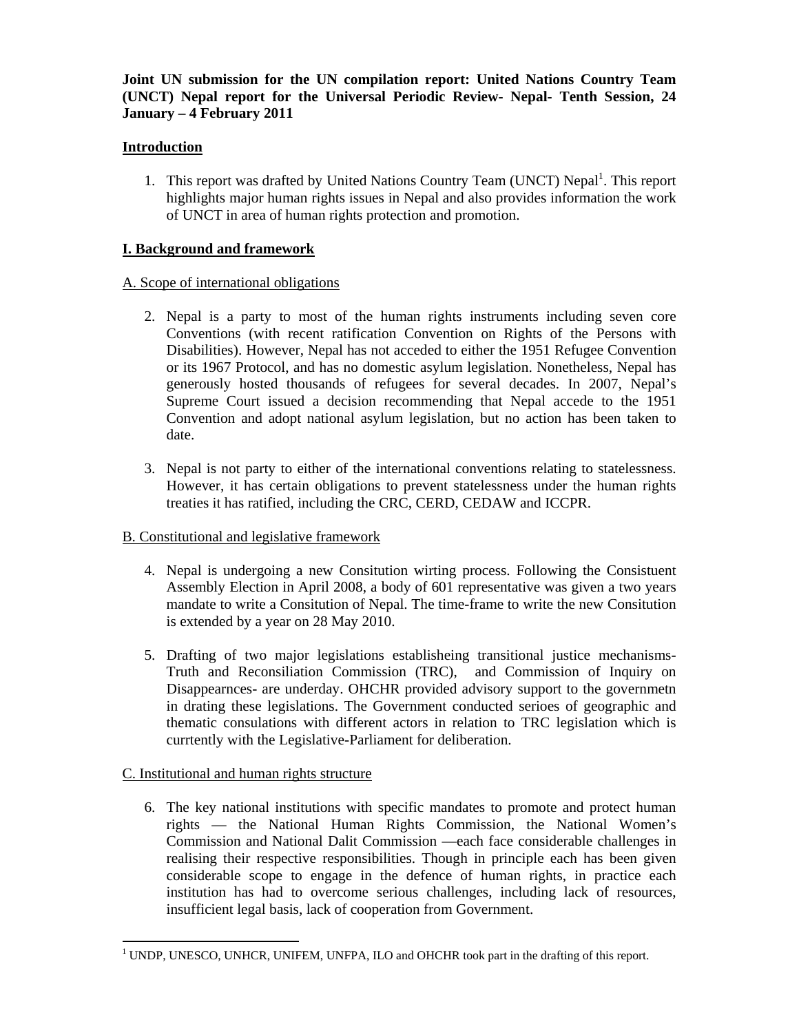**Joint UN submission for the UN compilation report: United Nations Country Team (UNCT) Nepal report for the Universal Periodic Review- Nepal- Tenth Session, 24 January – 4 February 2011**

## Introduction

1. This report was drafted by United Nations Country Team (UNCT) Nepal[1]. This report highlights major human rights issues in Nepal and also provides information the work of UNCT in area of human rights protection and promotion.

## I. Background and framework

### A. Scope of international obligations

2. Nepal is a party to most of the human rights instruments including seven core Conventions (with recent ratification Convention on Rights of the Persons with Disabilities). However, Nepal has not acceded to either the 1951 Refugee Convention or its 1967 Protocol, and has no domestic asylum legislation. Nonetheless, Nepal has generously hosted thousands of refugees for several decades. In 2007, Nepal's Supreme Court issued a decision recommending that Nepal accede to the 1951 Convention and adopt national asylum legislation, but no action has been taken to date.

3. Nepal is not party to either of the international conventions relating to statelessness. However, it has certain obligations to prevent statelessness under the human rights treaties it has ratified, including the CRC, CERD, CEDAW and ICCPR.

### B. Constitutional and legislative framework

4. Nepal is undergoing a new Consitution wirting process. Following the Consistuent Assembly Election in April 2008, a body of 601 representative was given a two years mandate to write a Consitution of Nepal. The time-frame to write the new Consitution is extended by a year on 28 May 2010.

5. Drafting of two major legislations establisheing transitional justice mechanisms- Truth and Reconsiliation Commission (TRC), and Commission of Inquiry on Disappearnces- are underday. OHCHR provided advisory support to the governmetn in drating these legislations. The Government conducted serioes of geographic and thematic consulations with different actors in relation to TRC legislation which is currtently with the Legislative-Parliament for deliberation.

### C. Institutional and human rights structure

6. The key national institutions with specific mandates to promote and protect human rights — the National Human Rights Commission, the National Women's Commission and National Dalit Commission —each face considerable challenges in realising their respective responsibilities. Though in principle each has been given considerable scope to engage in the defence of human rights, in practice each institution has had to overcome serious challenges, including lack of resources, insufficient legal basis, lack of cooperation from Government.

---

[1] UNDP, UNESCO, UNHCR, UNIFEM, UNFPA, ILO and OHCHR took part in the drafting of this report.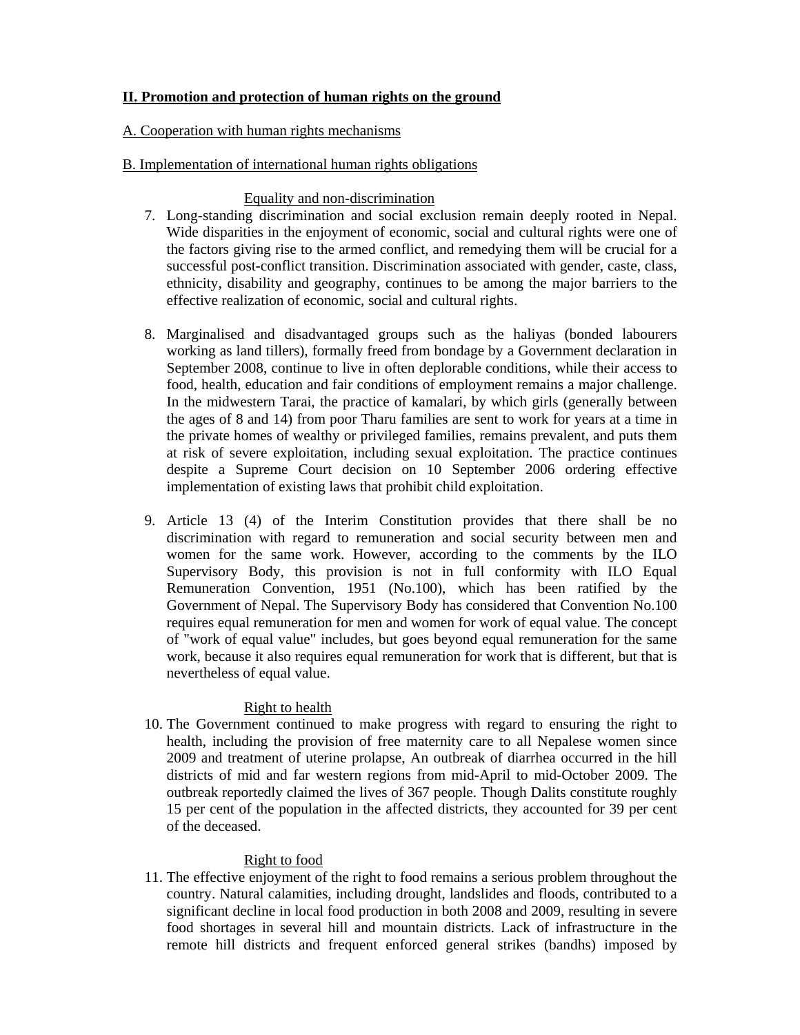## II. Promotion and protection of human rights on the ground

### A. Cooperation with human rights mechanisms

### B. Implementation of international human rights obligations

#### Equality and non-discrimination

7. Long-standing discrimination and social exclusion remain deeply rooted in Nepal. Wide disparities in the enjoyment of economic, social and cultural rights were one of the factors giving rise to the armed conflict, and remedying them will be crucial for a successful post-conflict transition. Discrimination associated with gender, caste, class, ethnicity, disability and geography, continues to be among the major barriers to the effective realization of economic, social and cultural rights.

8. Marginalised and disadvantaged groups such as the haliyas (bonded labourers working as land tillers), formally freed from bondage by a Government declaration in September 2008, continue to live in often deplorable conditions, while their access to food, health, education and fair conditions of employment remains a major challenge. In the midwestern Tarai, the practice of kamalari, by which girls (generally between the ages of 8 and 14) from poor Tharu families are sent to work for years at a time in the private homes of wealthy or privileged families, remains prevalent, and puts them at risk of severe exploitation, including sexual exploitation. The practice continues despite a Supreme Court decision on 10 September 2006 ordering effective implementation of existing laws that prohibit child exploitation.

9. Article 13 (4) of the Interim Constitution provides that there shall be no discrimination with regard to remuneration and social security between men and women for the same work. However, according to the comments by the ILO Supervisory Body, this provision is not in full conformity with ILO Equal Remuneration Convention, 1951 (No.100), which has been ratified by the Government of Nepal. The Supervisory Body has considered that Convention No.100 requires equal remuneration for men and women for work of equal value. The concept of "work of equal value" includes, but goes beyond equal remuneration for the same work, because it also requires equal remuneration for work that is different, but that is nevertheless of equal value.

#### Right to health

10. The Government continued to make progress with regard to ensuring the right to health, including the provision of free maternity care to all Nepalese women since 2009 and treatment of uterine prolapse, An outbreak of diarrhea occurred in the hill districts of mid and far western regions from mid-April to mid-October 2009. The outbreak reportedly claimed the lives of 367 people. Though Dalits constitute roughly 15 per cent of the population in the affected districts, they accounted for 39 per cent of the deceased.

#### Right to food

11. The effective enjoyment of the right to food remains a serious problem throughout the country. Natural calamities, including drought, landslides and floods, contributed to a significant decline in local food production in both 2008 and 2009, resulting in severe food shortages in several hill and mountain districts. Lack of infrastructure in the remote hill districts and frequent enforced general strikes (bandhs) imposed by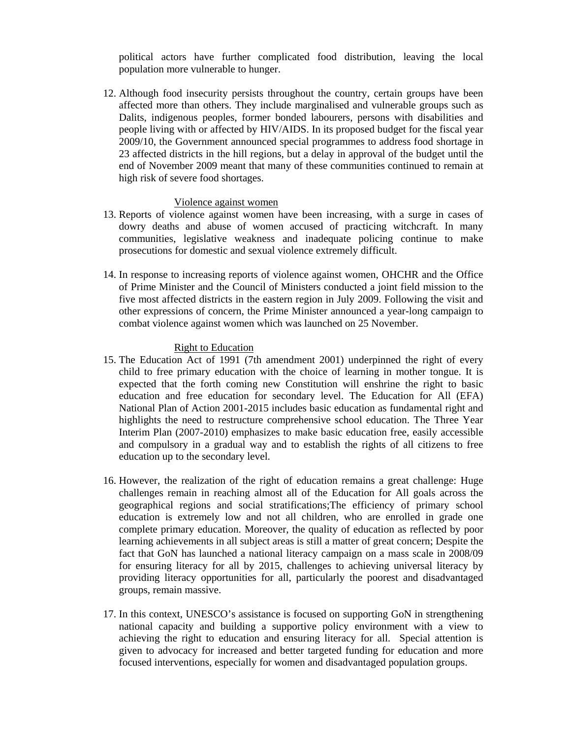political actors have further complicated food distribution, leaving the local population more vulnerable to hunger.

12. Although food insecurity persists throughout the country, certain groups have been affected more than others. They include marginalised and vulnerable groups such as Dalits, indigenous peoples, former bonded labourers, persons with disabilities and people living with or affected by HIV/AIDS. In its proposed budget for the fiscal year 2009/10, the Government announced special programmes to address food shortage in 23 affected districts in the hill regions, but a delay in approval of the budget until the end of November 2009 meant that many of these communities continued to remain at high risk of severe food shortages.

### Violence against women

13. Reports of violence against women have been increasing, with a surge in cases of dowry deaths and abuse of women accused of practicing witchcraft. In many communities, legislative weakness and inadequate policing continue to make prosecutions for domestic and sexual violence extremely difficult.

14. In response to increasing reports of violence against women, OHCHR and the Office of Prime Minister and the Council of Ministers conducted a joint field mission to the five most affected districts in the eastern region in July 2009. Following the visit and other expressions of concern, the Prime Minister announced a year-long campaign to combat violence against women which was launched on 25 November.

### Right to Education

15. The Education Act of 1991 (7th amendment 2001) underpinned the right of every child to free primary education with the choice of learning in mother tongue. It is expected that the forth coming new Constitution will enshrine the right to basic education and free education for secondary level. The Education for All (EFA) National Plan of Action 2001-2015 includes basic education as fundamental right and highlights the need to restructure comprehensive school education. The Three Year Interim Plan (2007-2010) emphasizes to make basic education free, easily accessible and compulsory in a gradual way and to establish the rights of all citizens to free education up to the secondary level.

16. However, the realization of the right of education remains a great challenge: Huge challenges remain in reaching almost all of the Education for All goals across the geographical regions and social stratifications;The efficiency of primary school education is extremely low and not all children, who are enrolled in grade one complete primary education. Moreover, the quality of education as reflected by poor learning achievements in all subject areas is still a matter of great concern; Despite the fact that GoN has launched a national literacy campaign on a mass scale in 2008/09 for ensuring literacy for all by 2015, challenges to achieving universal literacy by providing literacy opportunities for all, particularly the poorest and disadvantaged groups, remain massive.

17. In this context, UNESCO's assistance is focused on supporting GoN in strengthening national capacity and building a supportive policy environment with a view to achieving the right to education and ensuring literacy for all. Special attention is given to advocacy for increased and better targeted funding for education and more focused interventions, especially for women and disadvantaged population groups.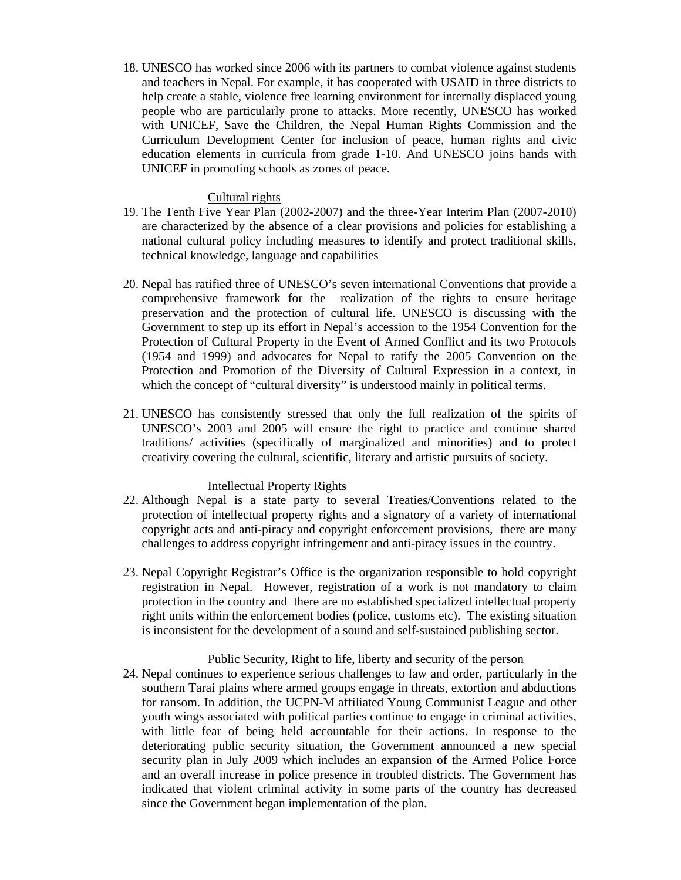18. UNESCO has worked since 2006 with its partners to combat violence against students and teachers in Nepal. For example, it has cooperated with USAID in three districts to help create a stable, violence free learning environment for internally displaced young people who are particularly prone to attacks. More recently, UNESCO has worked with UNICEF, Save the Children, the Nepal Human Rights Commission and the Curriculum Development Center for inclusion of peace, human rights and civic education elements in curricula from grade 1-10. And UNESCO joins hands with UNICEF in promoting schools as zones of peace.

Cultural rights

19. The Tenth Five Year Plan (2002-2007) and the three-Year Interim Plan (2007-2010) are characterized by the absence of a clear provisions and policies for establishing a national cultural policy including measures to identify and protect traditional skills, technical knowledge, language and capabilities

20. Nepal has ratified three of UNESCO's seven international Conventions that provide a comprehensive framework for the realization of the rights to ensure heritage preservation and the protection of cultural life. UNESCO is discussing with the Government to step up its effort in Nepal's accession to the 1954 Convention for the Protection of Cultural Property in the Event of Armed Conflict and its two Protocols (1954 and 1999) and advocates for Nepal to ratify the 2005 Convention on the Protection and Promotion of the Diversity of Cultural Expression in a context, in which the concept of "cultural diversity" is understood mainly in political terms.

21. UNESCO has consistently stressed that only the full realization of the spirits of UNESCO's 2003 and 2005 will ensure the right to practice and continue shared traditions/ activities (specifically of marginalized and minorities) and to protect creativity covering the cultural, scientific, literary and artistic pursuits of society.

Intellectual Property Rights

22. Although Nepal is a state party to several Treaties/Conventions related to the protection of intellectual property rights and a signatory of a variety of international copyright acts and anti-piracy and copyright enforcement provisions, there are many challenges to address copyright infringement and anti-piracy issues in the country.

23. Nepal Copyright Registrar's Office is the organization responsible to hold copyright registration in Nepal. However, registration of a work is not mandatory to claim protection in the country and there are no established specialized intellectual property right units within the enforcement bodies (police, customs etc). The existing situation is inconsistent for the development of a sound and self-sustained publishing sector.

Public Security, Right to life, liberty and security of the person

24. Nepal continues to experience serious challenges to law and order, particularly in the southern Tarai plains where armed groups engage in threats, extortion and abductions for ransom. In addition, the UCPN-M affiliated Young Communist League and other youth wings associated with political parties continue to engage in criminal activities, with little fear of being held accountable for their actions. In response to the deteriorating public security situation, the Government announced a new special security plan in July 2009 which includes an expansion of the Armed Police Force and an overall increase in police presence in troubled districts. The Government has indicated that violent criminal activity in some parts of the country has decreased since the Government began implementation of the plan.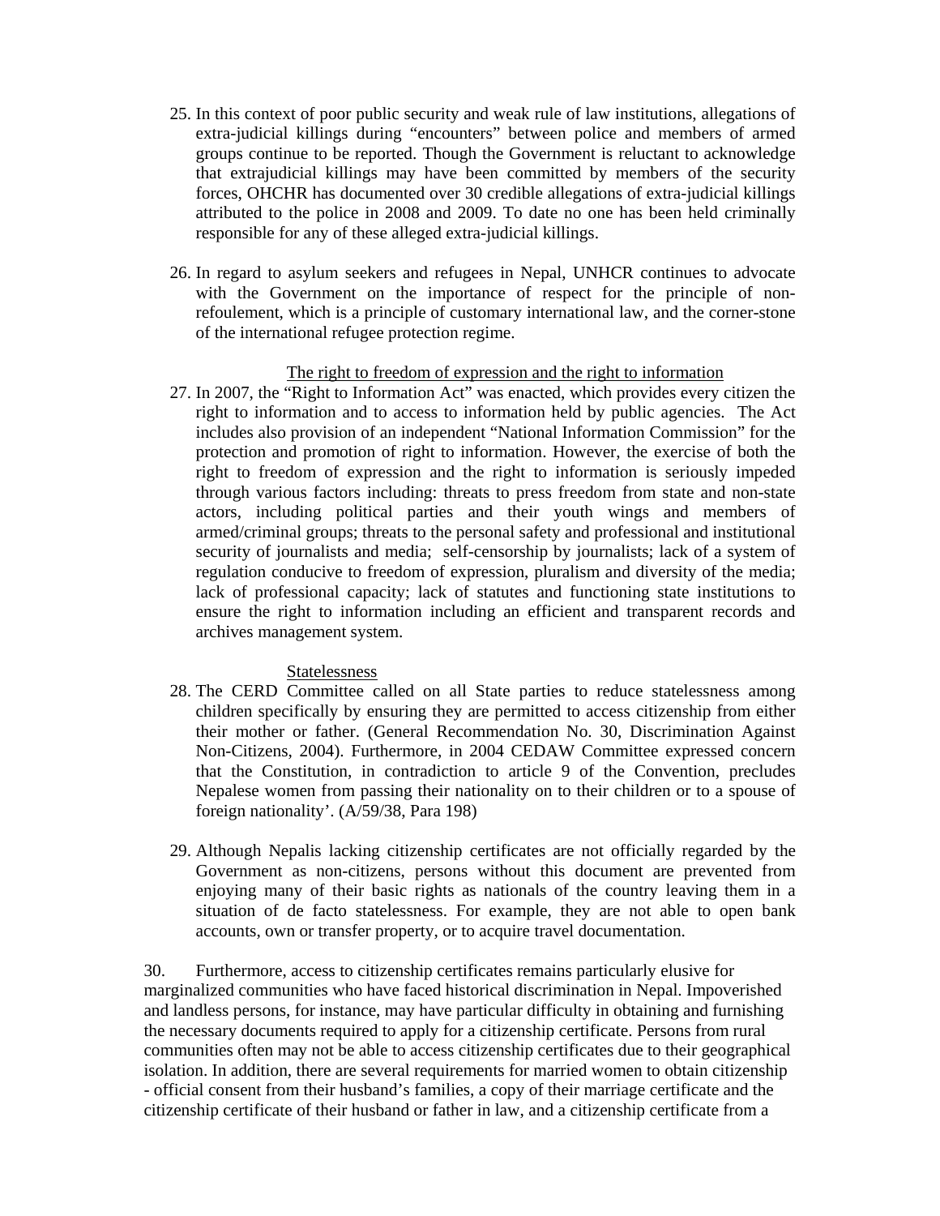25. In this context of poor public security and weak rule of law institutions, allegations of extra-judicial killings during "encounters" between police and members of armed groups continue to be reported. Though the Government is reluctant to acknowledge that extrajudicial killings may have been committed by members of the security forces, OHCHR has documented over 30 credible allegations of extra-judicial killings attributed to the police in 2008 and 2009. To date no one has been held criminally responsible for any of these alleged extra-judicial killings.

26. In regard to asylum seekers and refugees in Nepal, UNHCR continues to advocate with the Government on the importance of respect for the principle of non-refoulement, which is a principle of customary international law, and the corner-stone of the international refugee protection regime.

<u>The right to freedom of expression and the right to information</u>

27. In 2007, the "Right to Information Act" was enacted, which provides every citizen the right to information and to access to information held by public agencies. The Act includes also provision of an independent "National Information Commission" for the protection and promotion of right to information. However, the exercise of both the right to freedom of expression and the right to information is seriously impeded through various factors including: threats to press freedom from state and non-state actors, including political parties and their youth wings and members of armed/criminal groups; threats to the personal safety and professional and institutional security of journalists and media; self-censorship by journalists; lack of a system of regulation conducive to freedom of expression, pluralism and diversity of the media; lack of professional capacity; lack of statutes and functioning state institutions to ensure the right to information including an efficient and transparent records and archives management system.

<u>Statelessness</u>

28. The CERD Committee called on all State parties to reduce statelessness among children specifically by ensuring they are permitted to access citizenship from either their mother or father. (General Recommendation No. 30, Discrimination Against Non-Citizens, 2004). Furthermore, in 2004 CEDAW Committee expressed concern that the Constitution, in contradiction to article 9 of the Convention, precludes Nepalese women from passing their nationality on to their children or to a spouse of foreign nationality'. (A/59/38, Para 198)

29. Although Nepalis lacking citizenship certificates are not officially regarded by the Government as non-citizens, persons without this document are prevented from enjoying many of their basic rights as nationals of the country leaving them in a situation of de facto statelessness. For example, they are not able to open bank accounts, own or transfer property, or to acquire travel documentation.

30. Furthermore, access to citizenship certificates remains particularly elusive for marginalized communities who have faced historical discrimination in Nepal. Impoverished and landless persons, for instance, may have particular difficulty in obtaining and furnishing the necessary documents required to apply for a citizenship certificate. Persons from rural communities often may not be able to access citizenship certificates due to their geographical isolation. In addition, there are several requirements for married women to obtain citizenship - official consent from their husband's families, a copy of their marriage certificate and the citizenship certificate of their husband or father in law, and a citizenship certificate from a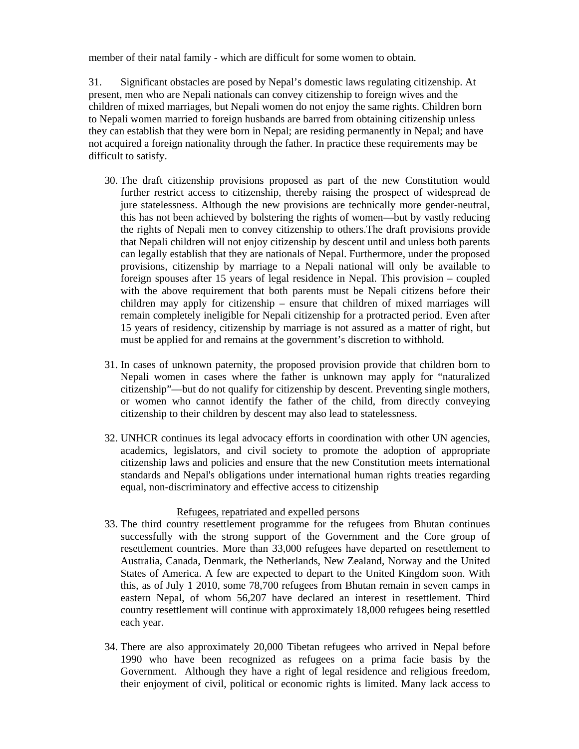member of their natal family - which are difficult for some women to obtain.

31. Significant obstacles are posed by Nepal's domestic laws regulating citizenship. At present, men who are Nepali nationals can convey citizenship to foreign wives and the children of mixed marriages, but Nepali women do not enjoy the same rights. Children born to Nepali women married to foreign husbands are barred from obtaining citizenship unless they can establish that they were born in Nepal; are residing permanently in Nepal; and have not acquired a foreign nationality through the father. In practice these requirements may be difficult to satisfy.

30. The draft citizenship provisions proposed as part of the new Constitution would further restrict access to citizenship, thereby raising the prospect of widespread de jure statelessness. Although the new provisions are technically more gender-neutral, this has not been achieved by bolstering the rights of women—but by vastly reducing the rights of Nepali men to convey citizenship to others.The draft provisions provide that Nepali children will not enjoy citizenship by descent until and unless both parents can legally establish that they are nationals of Nepal. Furthermore, under the proposed provisions, citizenship by marriage to a Nepali national will only be available to foreign spouses after 15 years of legal residence in Nepal. This provision – coupled with the above requirement that both parents must be Nepali citizens before their children may apply for citizenship – ensure that children of mixed marriages will remain completely ineligible for Nepali citizenship for a protracted period. Even after 15 years of residency, citizenship by marriage is not assured as a matter of right, but must be applied for and remains at the government's discretion to withhold.

31. In cases of unknown paternity, the proposed provision provide that children born to Nepali women in cases where the father is unknown may apply for "naturalized citizenship"—but do not qualify for citizenship by descent. Preventing single mothers, or women who cannot identify the father of the child, from directly conveying citizenship to their children by descent may also lead to statelessness.

32. UNHCR continues its legal advocacy efforts in coordination with other UN agencies, academics, legislators, and civil society to promote the adoption of appropriate citizenship laws and policies and ensure that the new Constitution meets international standards and Nepal's obligations under international human rights treaties regarding equal, non-discriminatory and effective access to citizenship

<u>Refugees, repatriated and expelled persons</u>

33. The third country resettlement programme for the refugees from Bhutan continues successfully with the strong support of the Government and the Core group of resettlement countries. More than 33,000 refugees have departed on resettlement to Australia, Canada, Denmark, the Netherlands, New Zealand, Norway and the United States of America. A few are expected to depart to the United Kingdom soon. With this, as of July 1 2010, some 78,700 refugees from Bhutan remain in seven camps in eastern Nepal, of whom 56,207 have declared an interest in resettlement. Third country resettlement will continue with approximately 18,000 refugees being resettled each year.

34. There are also approximately 20,000 Tibetan refugees who arrived in Nepal before 1990 who have been recognized as refugees on a prima facie basis by the Government. Although they have a right of legal residence and religious freedom, their enjoyment of civil, political or economic rights is limited. Many lack access to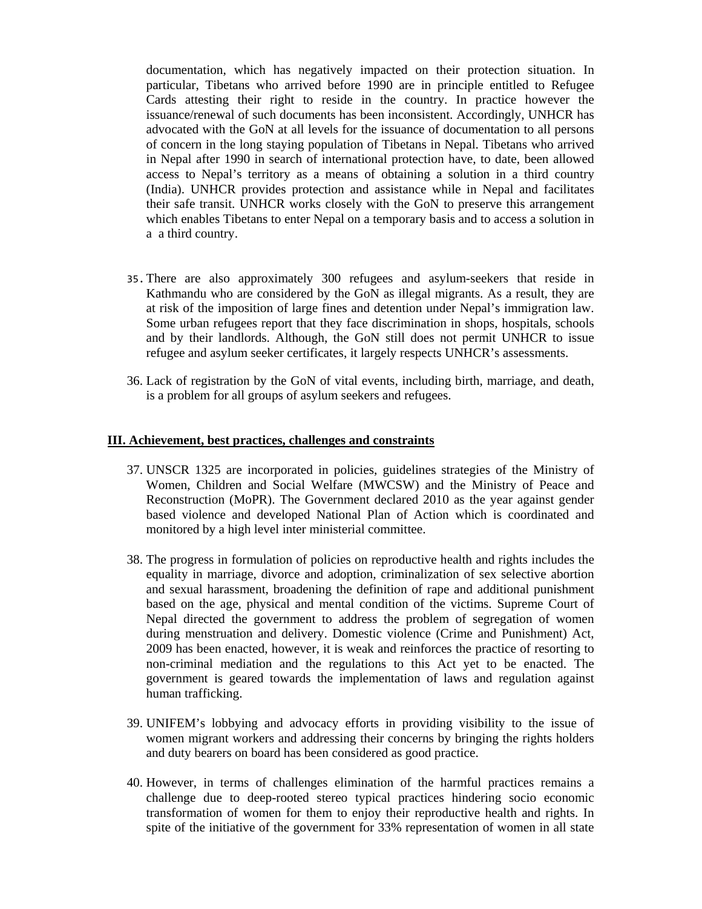documentation, which has negatively impacted on their protection situation. In particular, Tibetans who arrived before 1990 are in principle entitled to Refugee Cards attesting their right to reside in the country. In practice however the issuance/renewal of such documents has been inconsistent. Accordingly, UNHCR has advocated with the GoN at all levels for the issuance of documentation to all persons of concern in the long staying population of Tibetans in Nepal. Tibetans who arrived in Nepal after 1990 in search of international protection have, to date, been allowed access to Nepal's territory as a means of obtaining a solution in a third country (India). UNHCR provides protection and assistance while in Nepal and facilitates their safe transit. UNHCR works closely with the GoN to preserve this arrangement which enables Tibetans to enter Nepal on a temporary basis and to access a solution in a  a third country.

35. There are also approximately 300 refugees and asylum-seekers that reside in Kathmandu who are considered by the GoN as illegal migrants. As a result, they are at risk of the imposition of large fines and detention under Nepal's immigration law. Some urban refugees report that they face discrimination in shops, hospitals, schools and by their landlords. Although, the GoN still does not permit UNHCR to issue refugee and asylum seeker certificates, it largely respects UNHCR's assessments.

36. Lack of registration by the GoN of vital events, including birth, marriage, and death, is a problem for all groups of asylum seekers and refugees.

## III. Achievement, best practices, challenges and constraints

37. UNSCR 1325 are incorporated in policies, guidelines strategies of the Ministry of Women, Children and Social Welfare (MWCSW) and the Ministry of Peace and Reconstruction (MoPR). The Government declared 2010 as the year against gender based violence and developed National Plan of Action which is coordinated and monitored by a high level inter ministerial committee.

38. The progress in formulation of policies on reproductive health and rights includes the equality in marriage, divorce and adoption, criminalization of sex selective abortion and sexual harassment, broadening the definition of rape and additional punishment based on the age, physical and mental condition of the victims. Supreme Court of Nepal directed the government to address the problem of segregation of women during menstruation and delivery. Domestic violence (Crime and Punishment) Act, 2009 has been enacted, however, it is weak and reinforces the practice of resorting to non-criminal mediation and the regulations to this Act yet to be enacted. The government is geared towards the implementation of laws and regulation against human trafficking.

39. UNIFEM's lobbying and advocacy efforts in providing visibility to the issue of women migrant workers and addressing their concerns by bringing the rights holders and duty bearers on board has been considered as good practice.

40. However, in terms of challenges elimination of the harmful practices remains a challenge due to deep-rooted stereo typical practices hindering socio economic transformation of women for them to enjoy their reproductive health and rights. In spite of the initiative of the government for 33% representation of women in all state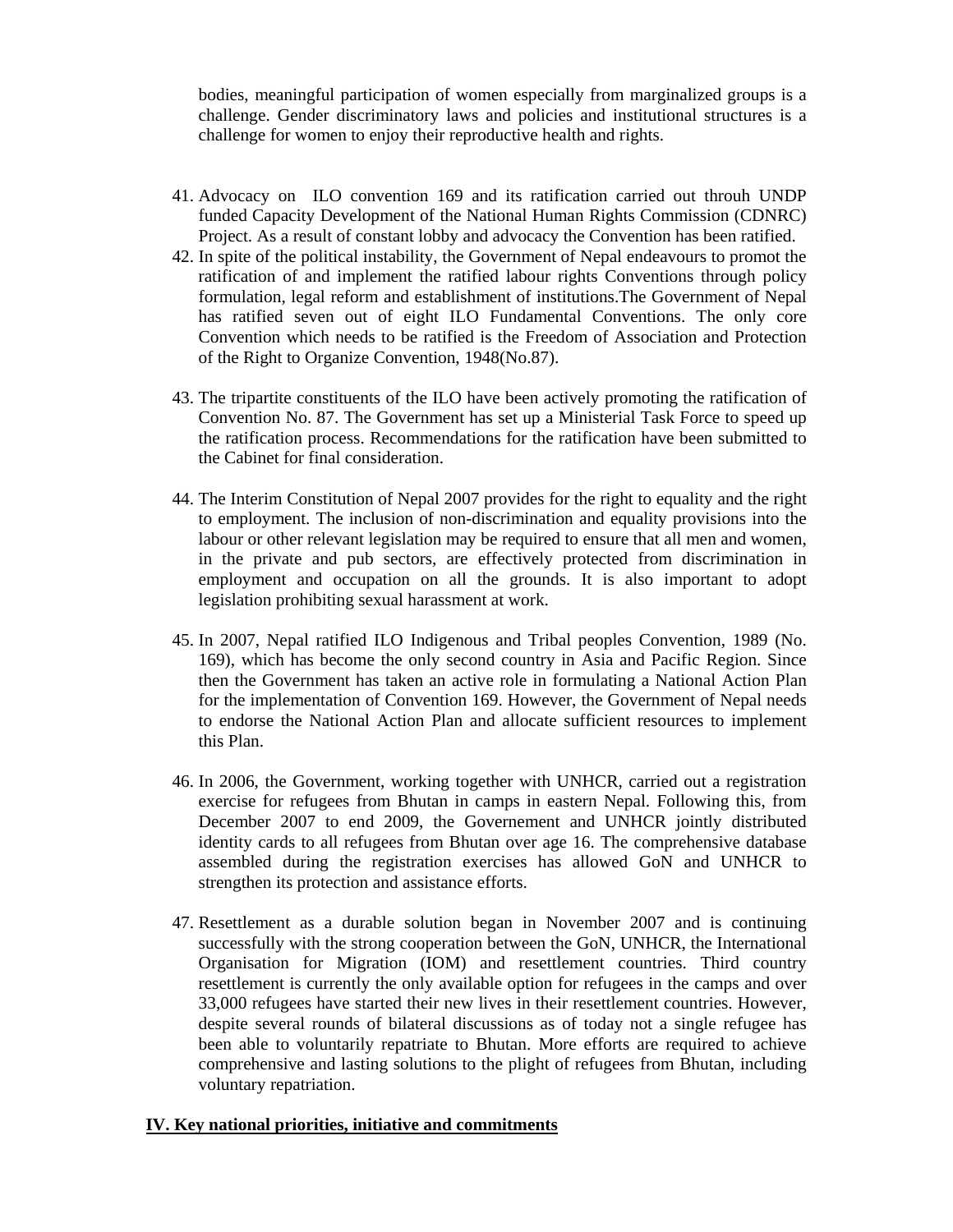bodies, meaningful participation of women especially from marginalized groups is a challenge. Gender discriminatory laws and policies and institutional structures is a challenge for women to enjoy their reproductive health and rights.

41. Advocacy on ILO convention 169 and its ratification carried out throuh UNDP funded Capacity Development of the National Human Rights Commission (CDNRC) Project. As a result of constant lobby and advocacy the Convention has been ratified.
42. In spite of the political instability, the Government of Nepal endeavours to promot the ratification of and implement the ratified labour rights Conventions through policy formulation, legal reform and establishment of institutions.The Government of Nepal has ratified seven out of eight ILO Fundamental Conventions. The only core Convention which needs to be ratified is the Freedom of Association and Protection of the Right to Organize Convention, 1948(No.87).

43. The tripartite constituents of the ILO have been actively promoting the ratification of Convention No. 87. The Government has set up a Ministerial Task Force to speed up the ratification process. Recommendations for the ratification have been submitted to the Cabinet for final consideration.

44. The Interim Constitution of Nepal 2007 provides for the right to equality and the right to employment. The inclusion of non-discrimination and equality provisions into the labour or other relevant legislation may be required to ensure that all men and women, in the private and pub sectors, are effectively protected from discrimination in employment and occupation on all the grounds. It is also important to adopt legislation prohibiting sexual harassment at work.

45. In 2007, Nepal ratified ILO Indigenous and Tribal peoples Convention, 1989 (No. 169), which has become the only second country in Asia and Pacific Region. Since then the Government has taken an active role in formulating a National Action Plan for the implementation of Convention 169. However, the Government of Nepal needs to endorse the National Action Plan and allocate sufficient resources to implement this Plan.

46. In 2006, the Government, working together with UNHCR, carried out a registration exercise for refugees from Bhutan in camps in eastern Nepal. Following this, from December 2007 to end 2009, the Governement and UNHCR jointly distributed identity cards to all refugees from Bhutan over age 16. The comprehensive database assembled during the registration exercises has allowed GoN and UNHCR to strengthen its protection and assistance efforts.

47. Resettlement as a durable solution began in November 2007 and is continuing successfully with the strong cooperation between the GoN, UNHCR, the International Organisation for Migration (IOM) and resettlement countries. Third country resettlement is currently the only available option for refugees in the camps and over 33,000 refugees have started their new lives in their resettlement countries. However, despite several rounds of bilateral discussions as of today not a single refugee has been able to voluntarily repatriate to Bhutan. More efforts are required to achieve comprehensive and lasting solutions to the plight of refugees from Bhutan, including voluntary repatriation.

## IV. Key national priorities, initiative and commitments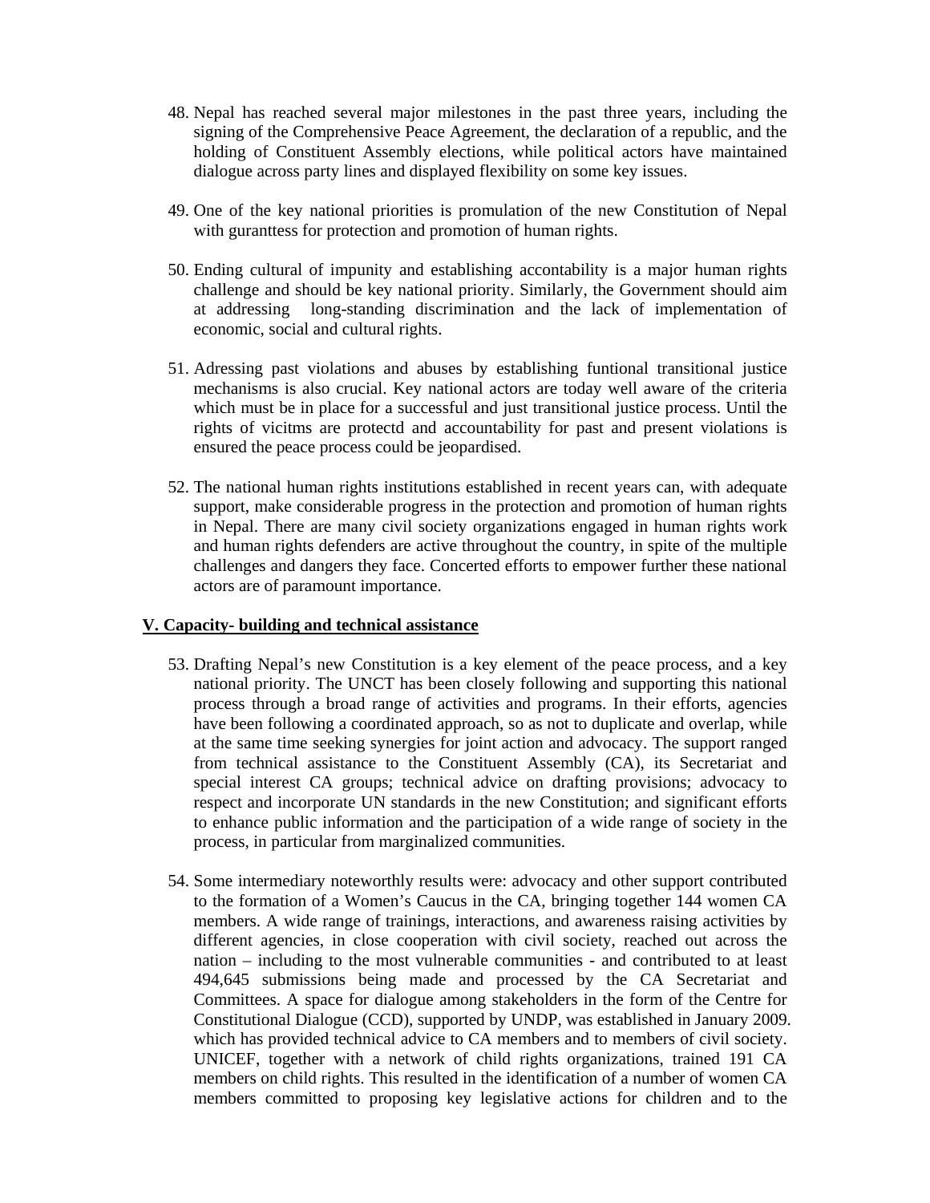48. Nepal has reached several major milestones in the past three years, including the signing of the Comprehensive Peace Agreement, the declaration of a republic, and the holding of Constituent Assembly elections, while political actors have maintained dialogue across party lines and displayed flexibility on some key issues.

49. One of the key national priorities is promulation of the new Constitution of Nepal with guranttess for protection and promotion of human rights.

50. Ending cultural of impunity and establishing accountability is a major human rights challenge and should be key national priority. Similarly, the Government should aim at addressing long-standing discrimination and the lack of implementation of economic, social and cultural rights.

51. Adressing past violations and abuses by establishing funtional transitional justice mechanisms is also crucial. Key national actors are today well aware of the criteria which must be in place for a successful and just transitional justice process. Until the rights of vicitms are protectd and accountability for past and present violations is ensured the peace process could be jeopardised.

52. The national human rights institutions established in recent years can, with adequate support, make considerable progress in the protection and promotion of human rights in Nepal. There are many civil society organizations engaged in human rights work and human rights defenders are active throughout the country, in spite of the multiple challenges and dangers they face. Concerted efforts to empower further these national actors are of paramount importance.

## V. Capacity- building and technical assistance

53. Drafting Nepal's new Constitution is a key element of the peace process, and a key national priority. The UNCT has been closely following and supporting this national process through a broad range of activities and programs. In their efforts, agencies have been following a coordinated approach, so as not to duplicate and overlap, while at the same time seeking synergies for joint action and advocacy. The support ranged from technical assistance to the Constituent Assembly (CA), its Secretariat and special interest CA groups; technical advice on drafting provisions; advocacy to respect and incorporate UN standards in the new Constitution; and significant efforts to enhance public information and the participation of a wide range of society in the process, in particular from marginalized communities.

54. Some intermediary noteworthly results were: advocacy and other support contributed to the formation of a Women's Caucus in the CA, bringing together 144 women CA members. A wide range of trainings, interactions, and awareness raising activities by different agencies, in close cooperation with civil society, reached out across the nation – including to the most vulnerable communities - and contributed to at least 494,645 submissions being made and processed by the CA Secretariat and Committees. A space for dialogue among stakeholders in the form of the Centre for Constitutional Dialogue (CCD), supported by UNDP, was established in January 2009. which has provided technical advice to CA members and to members of civil society. UNICEF, together with a network of child rights organizations, trained 191 CA members on child rights. This resulted in the identification of a number of women CA members committed to proposing key legislative actions for children and to the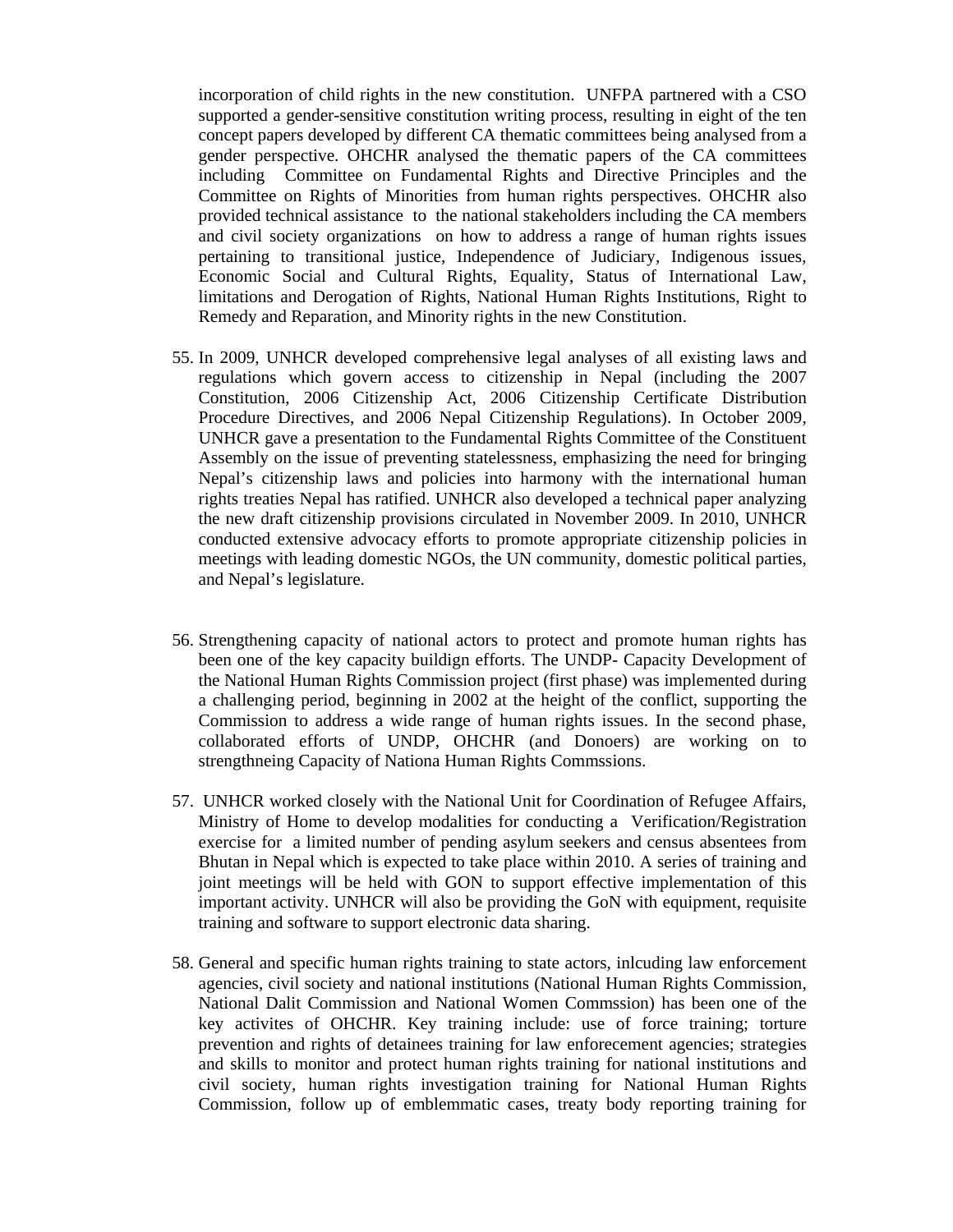incorporation of child rights in the new constitution. UNFPA partnered with a CSO supported a gender-sensitive constitution writing process, resulting in eight of the ten concept papers developed by different CA thematic committees being analysed from a gender perspective. OHCHR analysed the thematic papers of the CA committees including Committee on Fundamental Rights and Directive Principles and the Committee on Rights of Minorities from human rights perspectives. OHCHR also provided technical assistance to the national stakeholders including the CA members and civil society organizations on how to address a range of human rights issues pertaining to transitional justice, Independence of Judiciary, Indigenous issues, Economic Social and Cultural Rights, Equality, Status of International Law, limitations and Derogation of Rights, National Human Rights Institutions, Right to Remedy and Reparation, and Minority rights in the new Constitution.

55. In 2009, UNHCR developed comprehensive legal analyses of all existing laws and regulations which govern access to citizenship in Nepal (including the 2007 Constitution, 2006 Citizenship Act, 2006 Citizenship Certificate Distribution Procedure Directives, and 2006 Nepal Citizenship Regulations). In October 2009, UNHCR gave a presentation to the Fundamental Rights Committee of the Constituent Assembly on the issue of preventing statelessness, emphasizing the need for bringing Nepal's citizenship laws and policies into harmony with the international human rights treaties Nepal has ratified. UNHCR also developed a technical paper analyzing the new draft citizenship provisions circulated in November 2009. In 2010, UNHCR conducted extensive advocacy efforts to promote appropriate citizenship policies in meetings with leading domestic NGOs, the UN community, domestic political parties, and Nepal's legislature.

56. Strengthening capacity of national actors to protect and promote human rights has been one of the key capacity buildign efforts. The UNDP- Capacity Development of the National Human Rights Commission project (first phase) was implemented during a challenging period, beginning in 2002 at the height of the conflict, supporting the Commission to address a wide range of human rights issues. In the second phase, collaborated efforts of UNDP, OHCHR (and Donoers) are working on to strengthneing Capacity of Nationa Human Rights Commssions.

57. UNHCR worked closely with the National Unit for Coordination of Refugee Affairs, Ministry of Home to develop modalities for conducting a Verification/Registration exercise for a limited number of pending asylum seekers and census absentees from Bhutan in Nepal which is expected to take place within 2010. A series of training and joint meetings will be held with GON to support effective implementation of this important activity. UNHCR will also be providing the GoN with equipment, requisite training and software to support electronic data sharing.

58. General and specific human rights training to state actors, inlcuding law enforcement agencies, civil society and national institutions (National Human Rights Commission, National Dalit Commission and National Women Commssion) has been one of the key activites of OHCHR. Key training include: use of force training; torture prevention and rights of detainees training for law enforecement agencies; strategies and skills to monitor and protect human rights training for national institutions and civil society, human rights investigation training for National Human Rights Commission, follow up of emblemmatic cases, treaty body reporting training for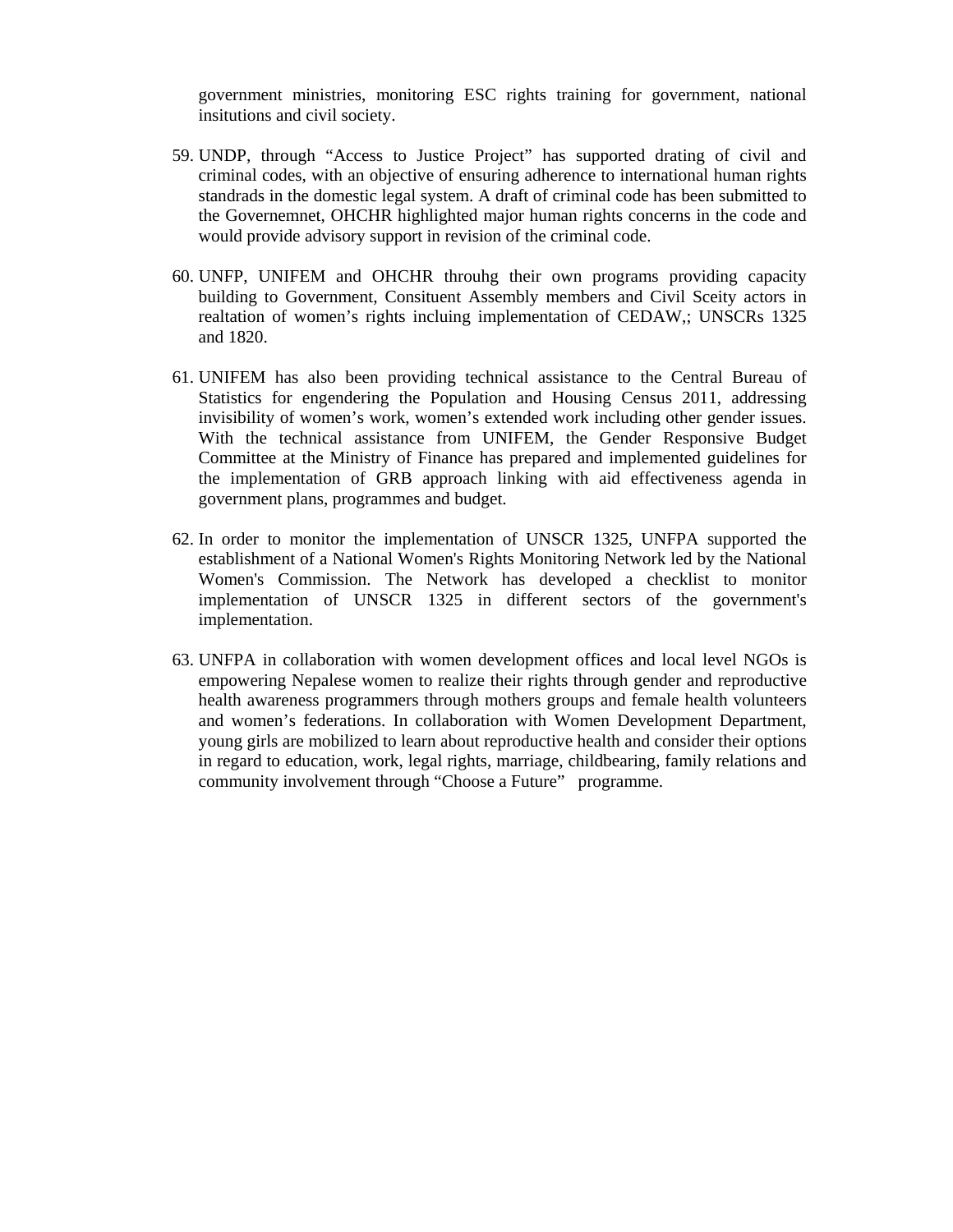government ministries, monitoring ESC rights training for government, national insitutions and civil society.

59. UNDP, through “Access to Justice Project” has supported drating of civil and criminal codes, with an objective of ensuring adherence to international human rights standrads in the domestic legal system. A draft of criminal code has been submitted to the Governemnet, OHCHR highlighted major human rights concerns in the code and would provide advisory support in revision of the criminal code.

60. UNFP, UNIFEM and OHCHR throuhg their own programs providing capacity building to Government, Consituent Assembly members and Civil Sceity actors in realtation of women’s rights incluing implementation of CEDAW,; UNSCRs 1325 and 1820.

61. UNIFEM has also been providing technical assistance to the Central Bureau of Statistics for engendering the Population and Housing Census 2011, addressing invisibility of women’s work, women’s extended work including other gender issues. With the technical assistance from UNIFEM, the Gender Responsive Budget Committee at the Ministry of Finance has prepared and implemented guidelines for the implementation of GRB approach linking with aid effectiveness agenda in government plans, programmes and budget.

62. In order to monitor the implementation of UNSCR 1325, UNFPA supported the establishment of a National Women's Rights Monitoring Network led by the National Women's Commission. The Network has developed a checklist to monitor implementation of UNSCR 1325 in different sectors of the government's implementation.

63. UNFPA in collaboration with women development offices and local level NGOs is empowering Nepalese women to realize their rights through gender and reproductive health awareness programmers through mothers groups and female health volunteers and women’s federations. In collaboration with Women Development Department, young girls are mobilized to learn about reproductive health and consider their options in regard to education, work, legal rights, marriage, childbearing, family relations and community involvement through “Choose a Future” programme.